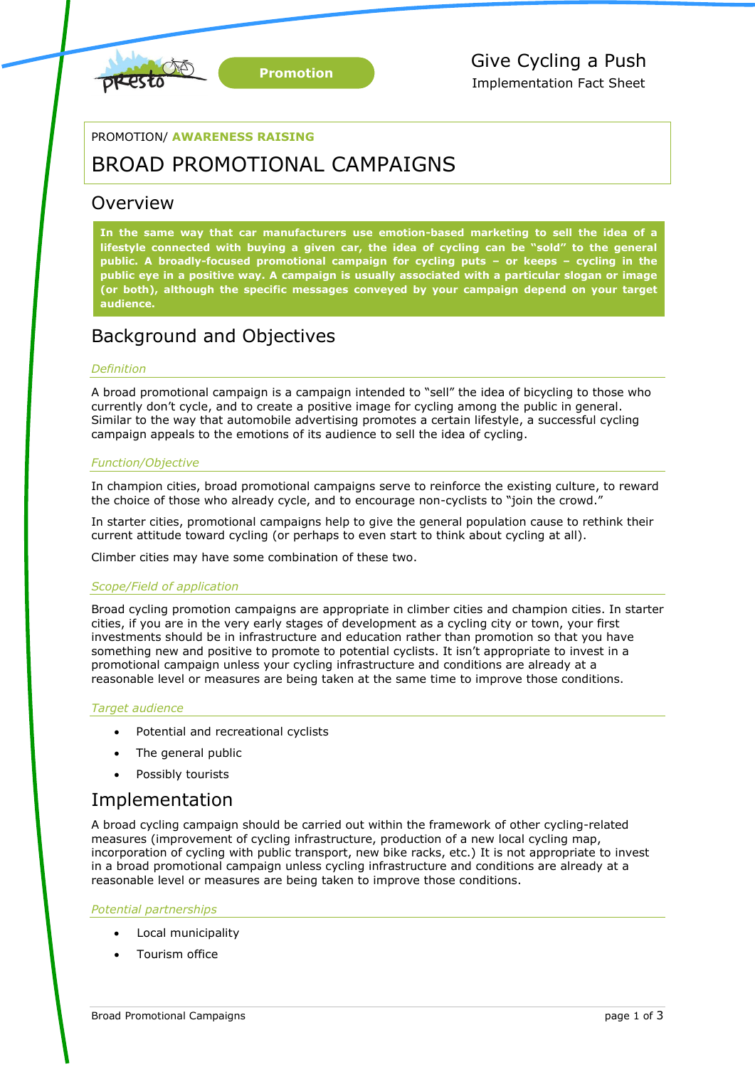Promotion

Give Cycling a Push
Implementation Fact Sheet

PROMOTION/ **AWARENESS RAISING**

# BROAD PROMOTIONAL CAMPAIGNS

## Overview

**In the same way that car manufacturers use emotion-based marketing to sell the idea of a lifestyle connected with buying a given car, the idea of cycling can be "sold" to the general public. A broadly-focused promotional campaign for cycling puts – or keeps – cycling in the public eye in a positive way. A campaign is usually associated with a particular slogan or image (or both), although the specific messages conveyed by your campaign depend on your target audience.**

## Background and Objectives

### *Definition*

A broad promotional campaign is a campaign intended to "sell" the idea of bicycling to those who currently don't cycle, and to create a positive image for cycling among the public in general. Similar to the way that automobile advertising promotes a certain lifestyle, a successful cycling campaign appeals to the emotions of its audience to sell the idea of cycling.

### *Function/Objective*

In champion cities, broad promotional campaigns serve to reinforce the existing culture, to reward the choice of those who already cycle, and to encourage non-cyclists to "join the crowd."

In starter cities, promotional campaigns help to give the general population cause to rethink their current attitude toward cycling (or perhaps to even start to think about cycling at all).

Climber cities may have some combination of these two.

### *Scope/Field of application*

Broad cycling promotion campaigns are appropriate in climber cities and champion cities. In starter cities, if you are in the very early stages of development as a cycling city or town, your first investments should be in infrastructure and education rather than promotion so that you have something new and positive to promote to potential cyclists. It isn't appropriate to invest in a promotional campaign unless your cycling infrastructure and conditions are already at a reasonable level or measures are being taken at the same time to improve those conditions.

### *Target audience*

- Potential and recreational cyclists
- The general public
- Possibly tourists

## Implementation

A broad cycling campaign should be carried out within the framework of other cycling-related measures (improvement of cycling infrastructure, production of a new local cycling map, incorporation of cycling with public transport, new bike racks, etc.) It is not appropriate to invest in a broad promotional campaign unless cycling infrastructure and conditions are already at a reasonable level or measures are being taken to improve those conditions.

### *Potential partnerships*

- Local municipality
- Tourism office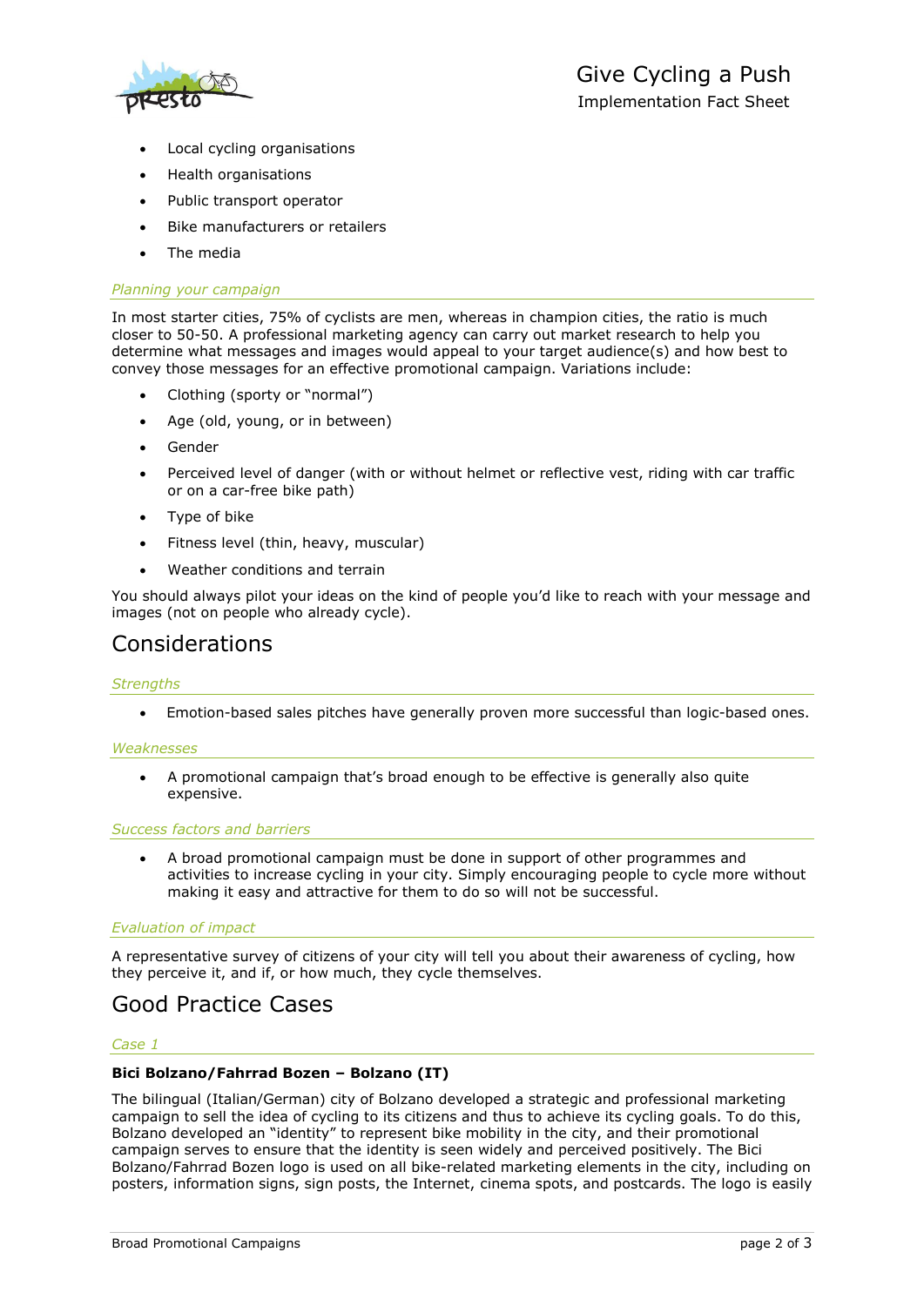- Local cycling organisations
- Health organisations
- Public transport operator
- Bike manufacturers or retailers
- The media

### *Planning your campaign*

In most starter cities, 75% of cyclists are men, whereas in champion cities, the ratio is much closer to 50-50. A professional marketing agency can carry out market research to help you determine what messages and images would appeal to your target audience(s) and how best to convey those messages for an effective promotional campaign. Variations include:

- Clothing (sporty or "normal")
- Age (old, young, or in between)
- Gender
- Perceived level of danger (with or without helmet or reflective vest, riding with car traffic or on a car-free bike path)
- Type of bike
- Fitness level (thin, heavy, muscular)
- Weather conditions and terrain

You should always pilot your ideas on the kind of people you'd like to reach with your message and images (not on people who already cycle).

## Considerations

### *Strengths*

- Emotion-based sales pitches have generally proven more successful than logic-based ones.

### *Weaknesses*

- A promotional campaign that's broad enough to be effective is generally also quite expensive.

### *Success factors and barriers*

- A broad promotional campaign must be done in support of other programmes and activities to increase cycling in your city. Simply encouraging people to cycle more without making it easy and attractive for them to do so will not be successful.

### *Evaluation of impact*

A representative survey of citizens of your city will tell you about their awareness of cycling, how they perceive it, and if, or how much, they cycle themselves.

## Good Practice Cases

### *Case 1*

**Bici Bolzano/Fahrrad Bozen – Bolzano (IT)**

The bilingual (Italian/German) city of Bolzano developed a strategic and professional marketing campaign to sell the idea of cycling to its citizens and thus to achieve its cycling goals. To do this, Bolzano developed an "identity" to represent bike mobility in the city, and their promotional campaign serves to ensure that the identity is seen widely and perceived positively. The Bici Bolzano/Fahrrad Bozen logo is used on all bike-related marketing elements in the city, including on posters, information signs, sign posts, the Internet, cinema spots, and postcards. The logo is easily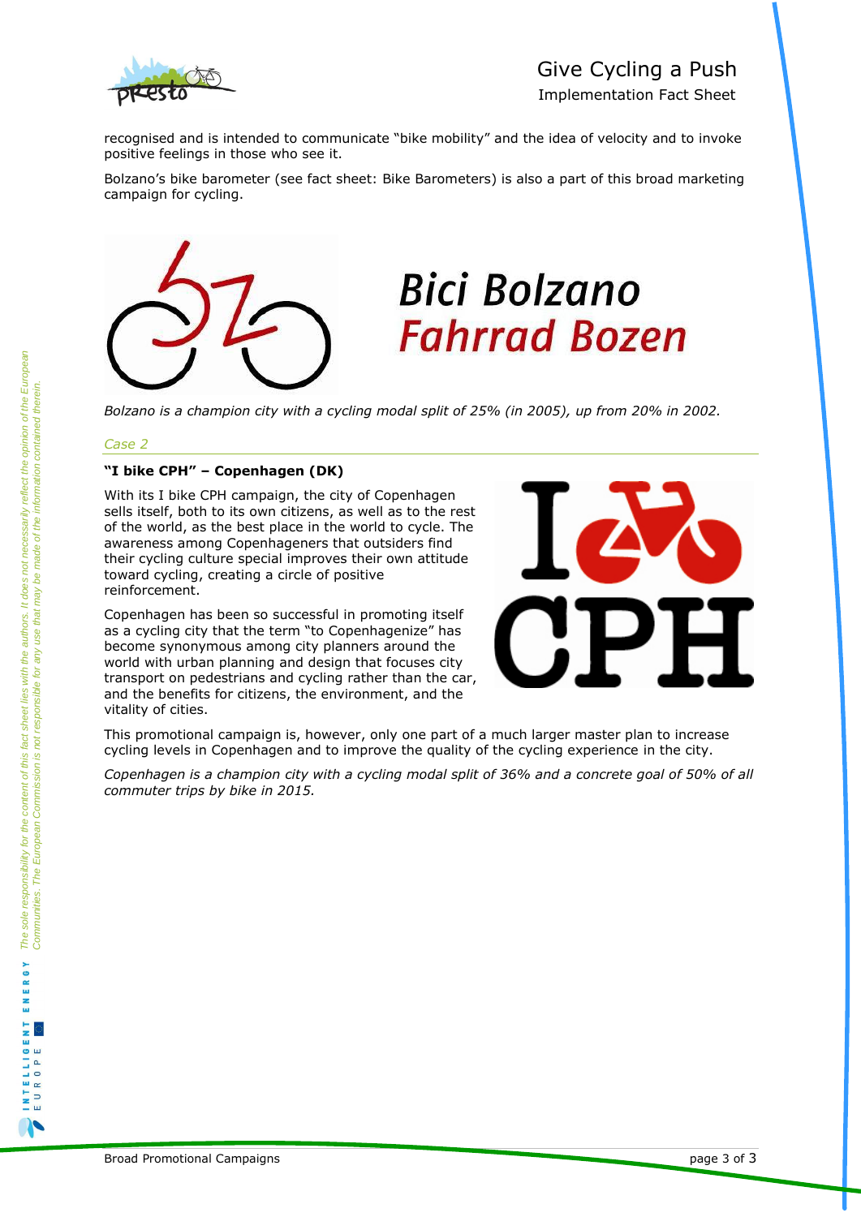recognised and is intended to communicate "bike mobility" and the idea of velocity and to invoke positive feelings in those who see it.

Bolzano's bike barometer (see fact sheet: Bike Barometers) is also a part of this broad marketing campaign for cycling.

*Bolzano is a champion city with a cycling modal split of 25% (in 2005), up from 20% in 2002.*

*Case 2*

**"I bike CPH" – Copenhagen (DK)**

With its I bike CPH campaign, the city of Copenhagen sells itself, both to its own citizens, as well as to the rest of the world, as the best place in the world to cycle. The awareness among Copenhageners that outsiders find their cycling culture special improves their own attitude toward cycling, creating a circle of positive reinforcement.

Copenhagen has been so successful in promoting itself as a cycling city that the term "to Copenhagenize" has become synonymous among city planners around the world with urban planning and design that focuses city transport on pedestrians and cycling rather than the car, and the benefits for citizens, the environment, and the vitality of cities.

This promotional campaign is, however, only one part of a much larger master plan to increase cycling levels in Copenhagen and to improve the quality of the cycling experience in the city.

*Copenhagen is a champion city with a cycling modal split of 36% and a concrete goal of 50% of all commuter trips by bike in 2015.*